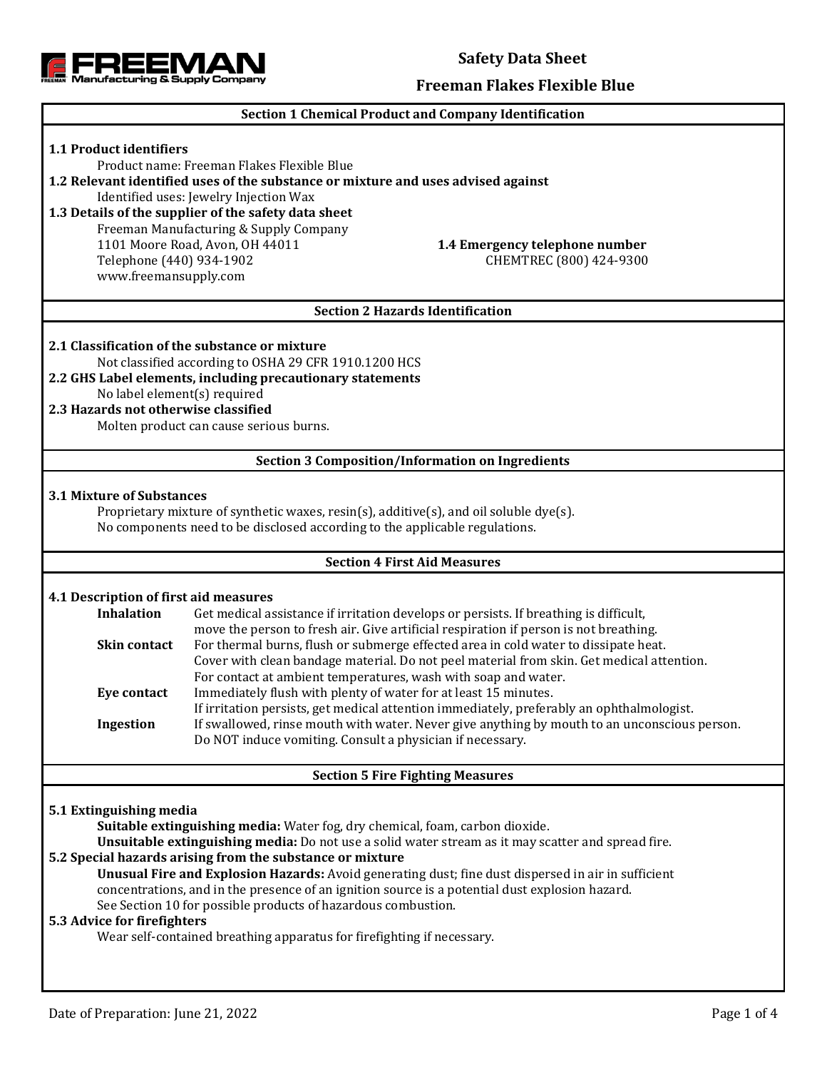# Safety Data Sheet

# Freeman Flakes Flexible Blue

## Section 1 Chemical Product and Company Identification

**1.1 Product identifiers**

Product name: Freeman Flakes Flexible Blue

**1.2 Relevant identified uses of the substance or mixture and uses advised against**

Identified uses: Jewelry Injection Wax

**1.3 Details of the supplier of the safety data sheet**

Freeman Manufacturing & Supply Company
1101 Moore Road, Avon, OH 44011
Telephone (440) 934-1902
www.freemansupply.com

**1.4 Emergency telephone number**

CHEMTREC (800) 424-9300

## Section 2 Hazards Identification

**2.1 Classification of the substance or mixture**

Not classified according to OSHA 29 CFR 1910.1200 HCS

**2.2 GHS Label elements, including precautionary statements**

No label element(s) required

**2.3 Hazards not otherwise classified**

Molten product can cause serious burns.

## Section 3 Composition/Information on Ingredients

**3.1 Mixture of Substances**

Proprietary mixture of synthetic waxes, resin(s), additive(s), and oil soluble dye(s).
No components need to be disclosed according to the applicable regulations.

## Section 4 First Aid Measures

**4.1 Description of first aid measures**

**Inhalation** — Get medical assistance if irritation develops or persists. If breathing is difficult, move the person to fresh air. Give artificial respiration if person is not breathing.

**Skin contact** — For thermal burns, flush or submerge effected area in cold water to dissipate heat. Cover with clean bandage material. Do not peel material from skin. Get medical attention. For contact at ambient temperatures, wash with soap and water.

**Eye contact** — Immediately flush with plenty of water for at least 15 minutes. If irritation persists, get medical attention immediately, preferably an ophthalmologist.

**Ingestion** — If swallowed, rinse mouth with water. Never give anything by mouth to an unconscious person. Do NOT induce vomiting. Consult a physician if necessary.

## Section 5 Fire Fighting Measures

**5.1 Extinguishing media**

**Suitable extinguishing media:** Water fog, dry chemical, foam, carbon dioxide.

**Unsuitable extinguishing media:** Do not use a solid water stream as it may scatter and spread fire.

**5.2 Special hazards arising from the substance or mixture**

**Unusual Fire and Explosion Hazards:** Avoid generating dust; fine dust dispersed in air in sufficient concentrations, and in the presence of an ignition source is a potential dust explosion hazard. See Section 10 for possible products of hazardous combustion.

**5.3 Advice for firefighters**

Wear self-contained breathing apparatus for firefighting if necessary.

Date of Preparation: June 21, 2022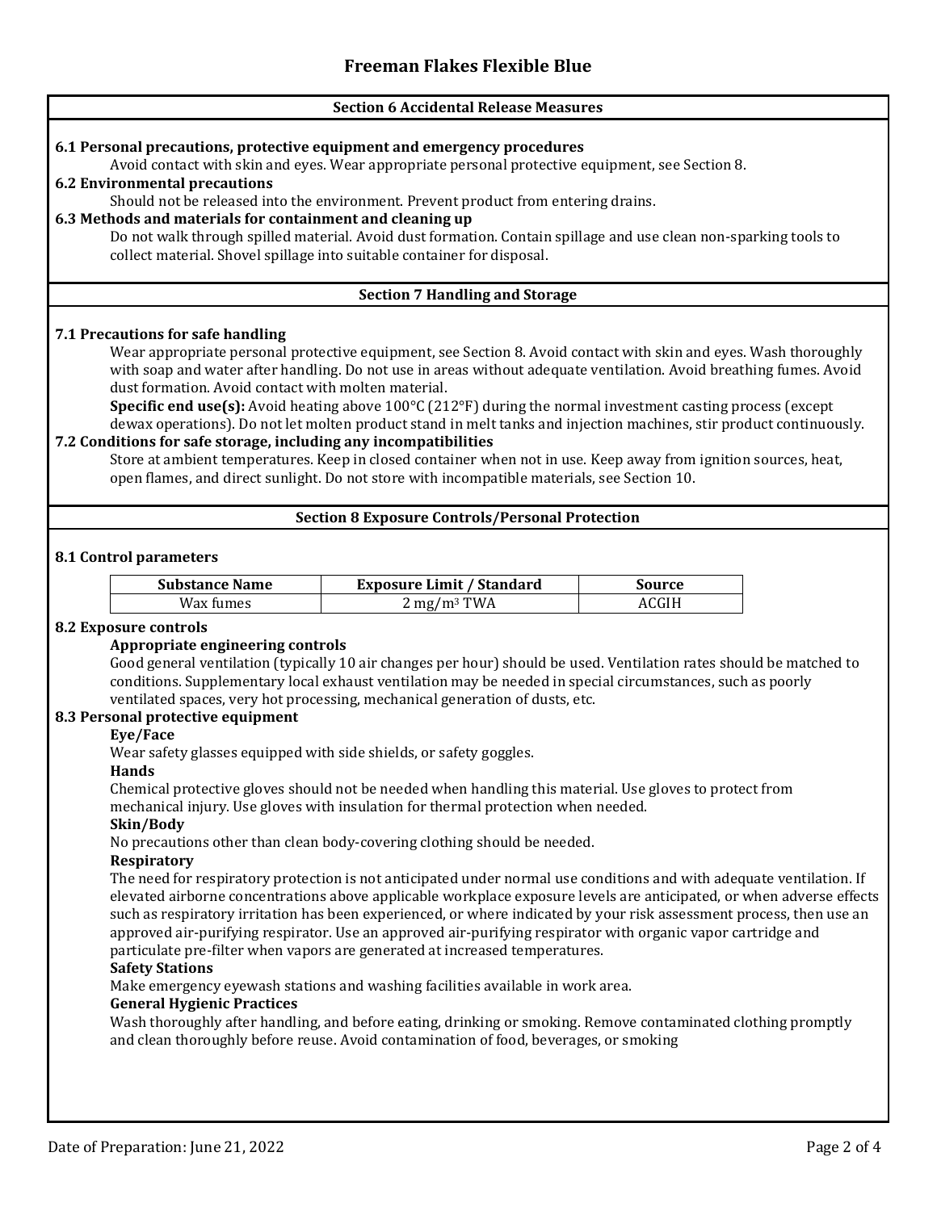# Freeman Flakes Flexible Blue

## Section 6 Accidental Release Measures

### 6.1 Personal precautions, protective equipment and emergency procedures

Avoid contact with skin and eyes. Wear appropriate personal protective equipment, see Section 8.

### 6.2 Environmental precautions

Should not be released into the environment. Prevent product from entering drains.

### 6.3 Methods and materials for containment and cleaning up

Do not walk through spilled material. Avoid dust formation. Contain spillage and use clean non-sparking tools to collect material. Shovel spillage into suitable container for disposal.

## Section 7 Handling and Storage

### 7.1 Precautions for safe handling

Wear appropriate personal protective equipment, see Section 8. Avoid contact with skin and eyes. Wash thoroughly with soap and water after handling. Do not use in areas without adequate ventilation. Avoid breathing fumes. Avoid dust formation. Avoid contact with molten material.

**Specific end use(s):** Avoid heating above 100°C (212°F) during the normal investment casting process (except dewax operations). Do not let molten product stand in melt tanks and injection machines, stir product continuously.

### 7.2 Conditions for safe storage, including any incompatibilities

Store at ambient temperatures. Keep in closed container when not in use. Keep away from ignition sources, heat, open flames, and direct sunlight. Do not store with incompatible materials, see Section 10.

## Section 8 Exposure Controls/Personal Protection

### 8.1 Control parameters

| Substance Name | Exposure Limit / Standard | Source |
|---|---|---|
| Wax fumes | 2 mg/m³ TWA | ACGIH |

### 8.2 Exposure controls

**Appropriate engineering controls**

Good general ventilation (typically 10 air changes per hour) should be used. Ventilation rates should be matched to conditions. Supplementary local exhaust ventilation may be needed in special circumstances, such as poorly ventilated spaces, very hot processing, mechanical generation of dusts, etc.

### 8.3 Personal protective equipment

**Eye/Face**

Wear safety glasses equipped with side shields, or safety goggles.

**Hands**

Chemical protective gloves should not be needed when handling this material. Use gloves to protect from mechanical injury. Use gloves with insulation for thermal protection when needed.

**Skin/Body**

No precautions other than clean body-covering clothing should be needed.

**Respiratory**

The need for respiratory protection is not anticipated under normal use conditions and with adequate ventilation. If elevated airborne concentrations above applicable workplace exposure levels are anticipated, or when adverse effects such as respiratory irritation has been experienced, or where indicated by your risk assessment process, then use an approved air-purifying respirator. Use an approved air-purifying respirator with organic vapor cartridge and particulate pre-filter when vapors are generated at increased temperatures.

**Safety Stations**

Make emergency eyewash stations and washing facilities available in work area.

**General Hygienic Practices**

Wash thoroughly after handling, and before eating, drinking or smoking. Remove contaminated clothing promptly and clean thoroughly before reuse. Avoid contamination of food, beverages, or smoking

Date of Preparation: June 21, 2022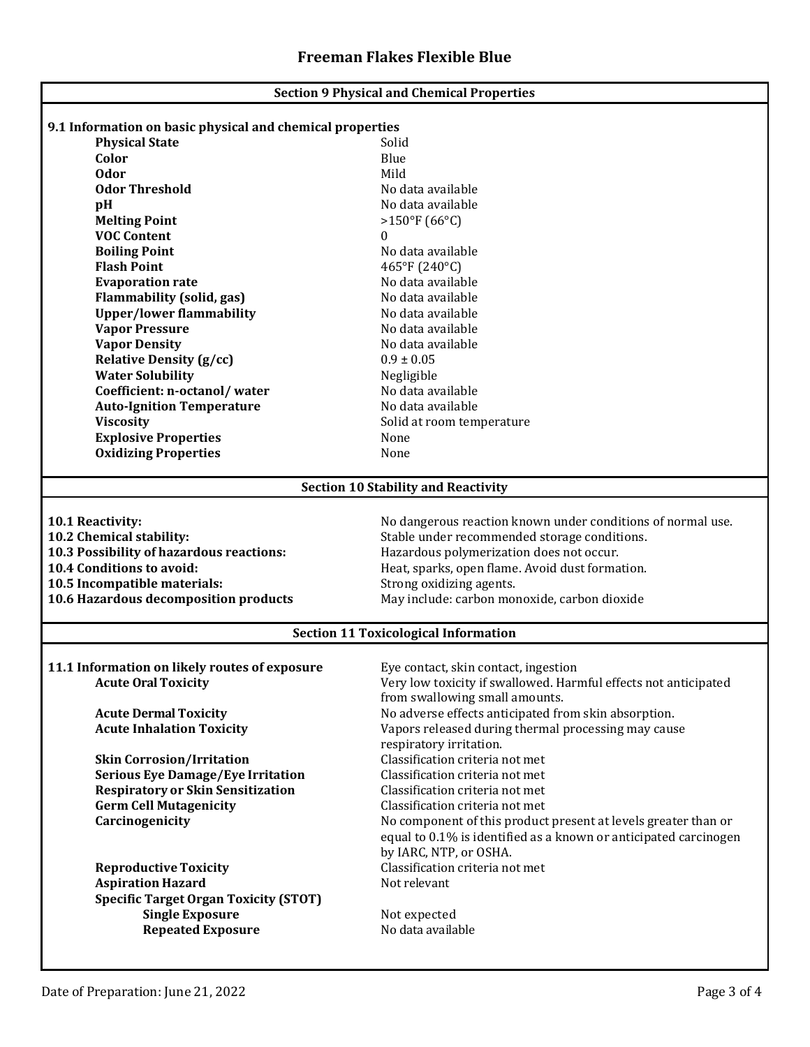# Freeman Flakes Flexible Blue

## Section 9 Physical and Chemical Properties

### 9.1 Information on basic physical and chemical properties

| | |
|---|---|
| **Physical State** | Solid |
| **Color** | Blue |
| **Odor** | Mild |
| **Odor Threshold** | No data available |
| **pH** | No data available |
| **Melting Point** | >150°F (66°C) |
| **VOC Content** | 0 |
| **Boiling Point** | No data available |
| **Flash Point** | 465°F (240°C) |
| **Evaporation rate** | No data available |
| **Flammability (solid, gas)** | No data available |
| **Upper/lower flammability** | No data available |
| **Vapor Pressure** | No data available |
| **Vapor Density** | No data available |
| **Relative Density (g/cc)** | 0.9 ± 0.05 |
| **Water Solubility** | Negligible |
| **Coefficient: n-octanol/ water** | No data available |
| **Auto-Ignition Temperature** | No data available |
| **Viscosity** | Solid at room temperature |
| **Explosive Properties** | None |
| **Oxidizing Properties** | None |

## Section 10 Stability and Reactivity

| | |
|---|---|
| **10.1 Reactivity:** | No dangerous reaction known under conditions of normal use. |
| **10.2 Chemical stability:** | Stable under recommended storage conditions. |
| **10.3 Possibility of hazardous reactions:** | Hazardous polymerization does not occur. |
| **10.4 Conditions to avoid:** | Heat, sparks, open flame. Avoid dust formation. |
| **10.5 Incompatible materials:** | Strong oxidizing agents. |
| **10.6 Hazardous decomposition products** | May include: carbon monoxide, carbon dioxide |

## Section 11 Toxicological Information

| | |
|---|---|
| **11.1 Information on likely routes of exposure** | Eye contact, skin contact, ingestion |
| **Acute Oral Toxicity** | Very low toxicity if swallowed. Harmful effects not anticipated from swallowing small amounts. |
| **Acute Dermal Toxicity** | No adverse effects anticipated from skin absorption. |
| **Acute Inhalation Toxicity** | Vapors released during thermal processing may cause respiratory irritation. |
| **Skin Corrosion/Irritation** | Classification criteria not met |
| **Serious Eye Damage/Eye Irritation** | Classification criteria not met |
| **Respiratory or Skin Sensitization** | Classification criteria not met |
| **Germ Cell Mutagenicity** | Classification criteria not met |
| **Carcinogenicity** | No component of this product present at levels greater than or equal to 0.1% is identified as a known or anticipated carcinogen by IARC, NTP, or OSHA. |
| **Reproductive Toxicity** | Classification criteria not met |
| **Aspiration Hazard** | Not relevant |
| **Specific Target Organ Toxicity (STOT)** | |
| **Single Exposure** | Not expected |
| **Repeated Exposure** | No data available |

Date of Preparation: June 21, 2022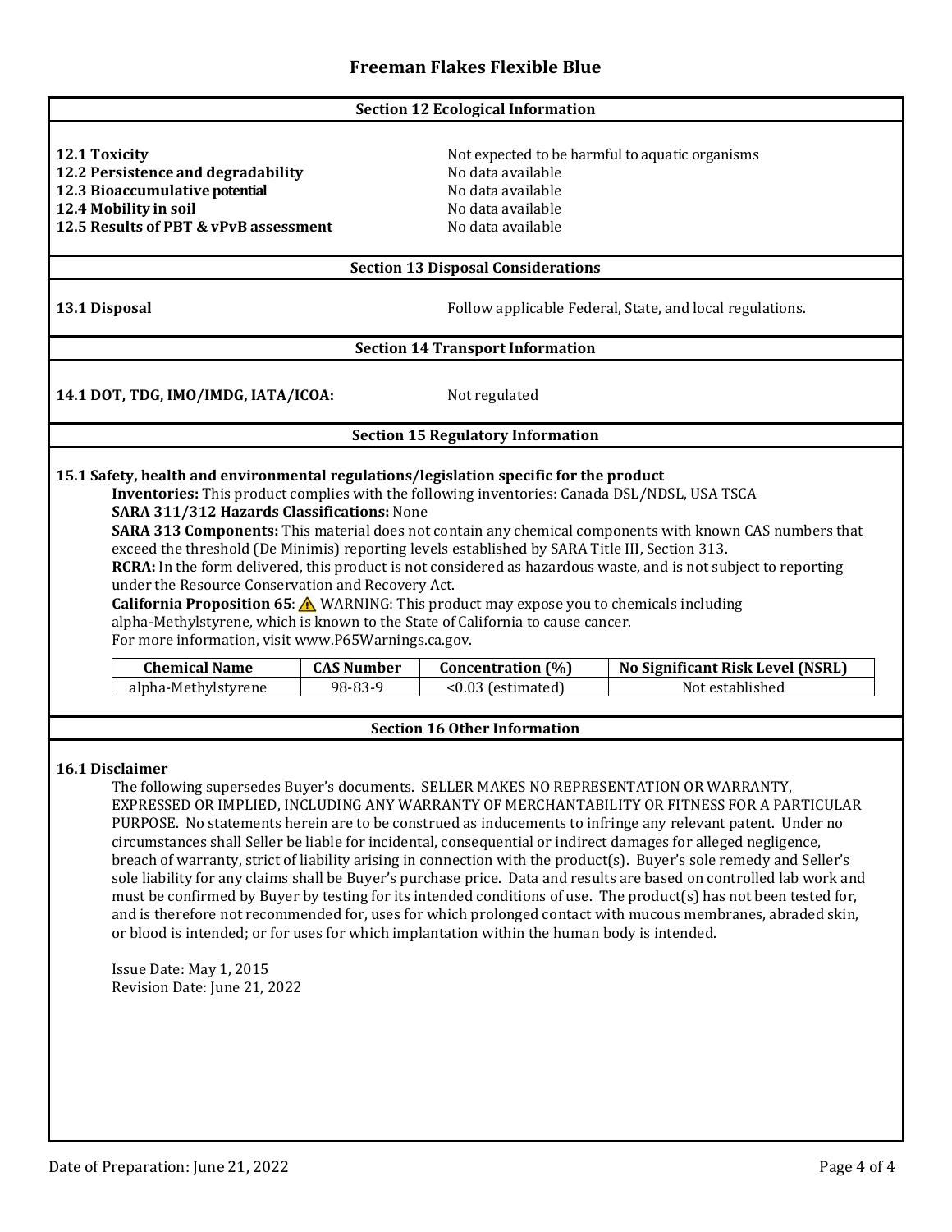# Freeman Flakes Flexible Blue

## Section 12 Ecological Information

**12.1 Toxicity** Not expected to be harmful to aquatic organisms
**12.2 Persistence and degradability** No data available
**12.3 Bioaccumulative potential** No data available
**12.4 Mobility in soil** No data available
**12.5 Results of PBT & vPvB assessment** No data available

## Section 13 Disposal Considerations

**13.1 Disposal** Follow applicable Federal, State, and local regulations.

## Section 14 Transport Information

**14.1 DOT, TDG, IMO/IMDG, IATA/ICOA:** Not regulated

## Section 15 Regulatory Information

**15.1 Safety, health and environmental regulations/legislation specific for the product**

**Inventories:** This product complies with the following inventories: Canada DSL/NDSL, USA TSCA

**SARA 311/312 Hazards Classifications:** None

**SARA 313 Components:** This material does not contain any chemical components with known CAS numbers that exceed the threshold (De Minimis) reporting levels established by SARA Title III, Section 313.

**RCRA:** In the form delivered, this product is not considered as hazardous waste, and is not subject to reporting under the Resource Conservation and Recovery Act.

**California Proposition 65**: ⚠ WARNING: This product may expose you to chemicals including alpha-Methylstyrene, which is known to the State of California to cause cancer.
For more information, visit www.P65Warnings.ca.gov.

| Chemical Name | CAS Number | Concentration (%) | No Significant Risk Level (NSRL) |
|---|---|---|---|
| alpha-Methylstyrene | 98-83-9 | <0.03 (estimated) | Not established |

## Section 16 Other Information

**16.1 Disclaimer**

The following supersedes Buyer's documents. SELLER MAKES NO REPRESENTATION OR WARRANTY, EXPRESSED OR IMPLIED, INCLUDING ANY WARRANTY OF MERCHANTABILITY OR FITNESS FOR A PARTICULAR PURPOSE. No statements herein are to be construed as inducements to infringe any relevant patent. Under no circumstances shall Seller be liable for incidental, consequential or indirect damages for alleged negligence, breach of warranty, strict of liability arising in connection with the product(s). Buyer's sole remedy and Seller's sole liability for any claims shall be Buyer's purchase price. Data and results are based on controlled lab work and must be confirmed by Buyer by testing for its intended conditions of use. The product(s) has not been tested for, and is therefore not recommended for, uses for which prolonged contact with mucous membranes, abraded skin, or blood is intended; or for uses for which implantation within the human body is intended.

Issue Date: May 1, 2015
Revision Date: June 21, 2022

Date of Preparation: June 21, 2022